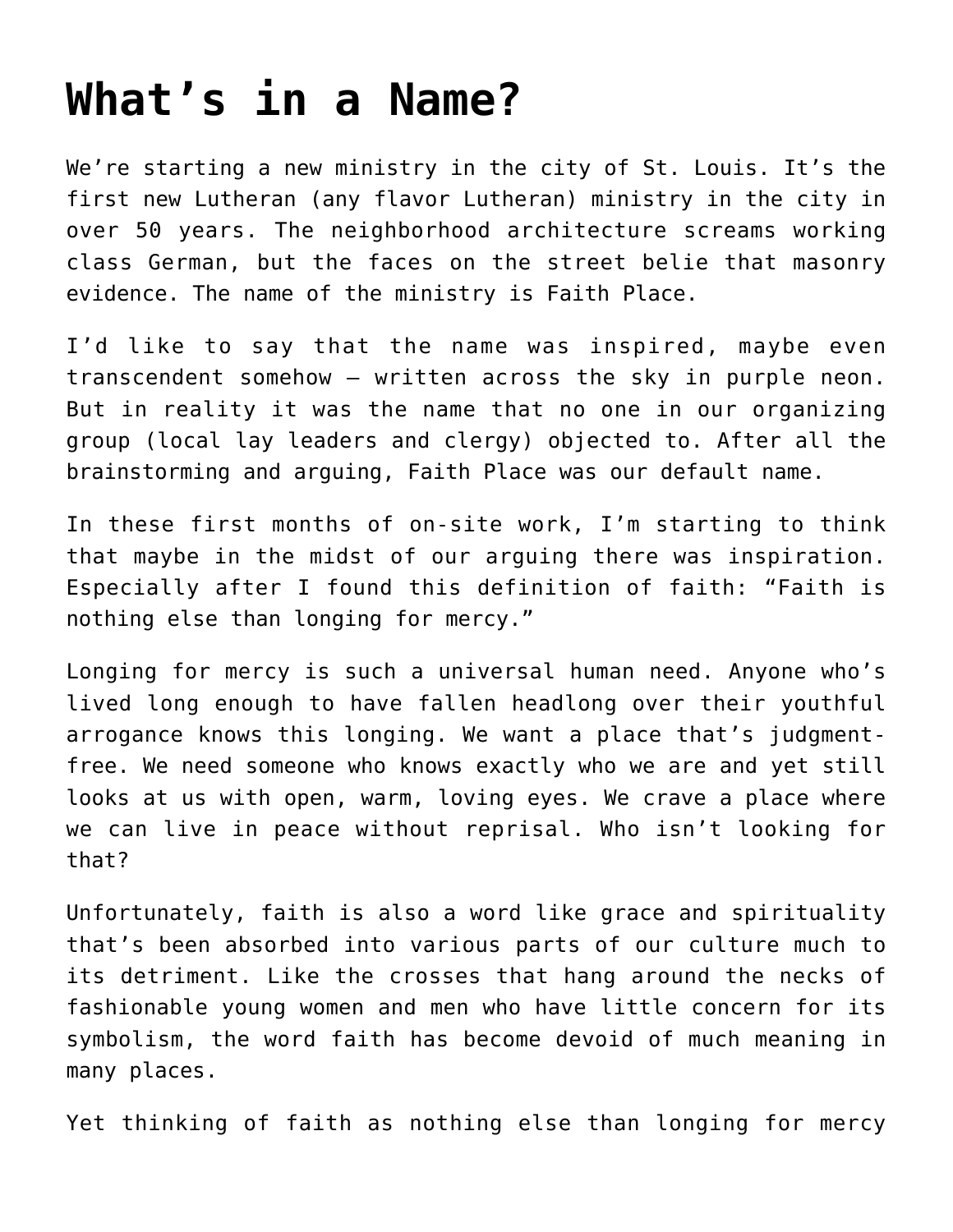# What's in a Name?

We're starting a new ministry in the city of St. Louis. It's the first new Lutheran (any flavor Lutheran) ministry in the city in over 50 years. The neighborhood architecture screams working class German, but the faces on the street belie that masonry evidence. The name of the ministry is Faith Place.

I'd like to say that the name was inspired, maybe even transcendent somehow – written across the sky in purple neon. But in reality it was the name that no one in our organizing group (local lay leaders and clergy) objected to. After all the brainstorming and arguing, Faith Place was our default name.

In these first months of on-site work, I'm starting to think that maybe in the midst of our arguing there was inspiration. Especially after I found this definition of faith: "Faith is nothing else than longing for mercy."

Longing for mercy is such a universal human need. Anyone who's lived long enough to have fallen headlong over their youthful arrogance knows this longing. We want a place that's judgment-free. We need someone who knows exactly who we are and yet still looks at us with open, warm, loving eyes. We crave a place where we can live in peace without reprisal. Who isn't looking for that?

Unfortunately, faith is also a word like grace and spirituality that's been absorbed into various parts of our culture much to its detriment. Like the crosses that hang around the necks of fashionable young women and men who have little concern for its symbolism, the word faith has become devoid of much meaning in many places.

Yet thinking of faith as nothing else than longing for mercy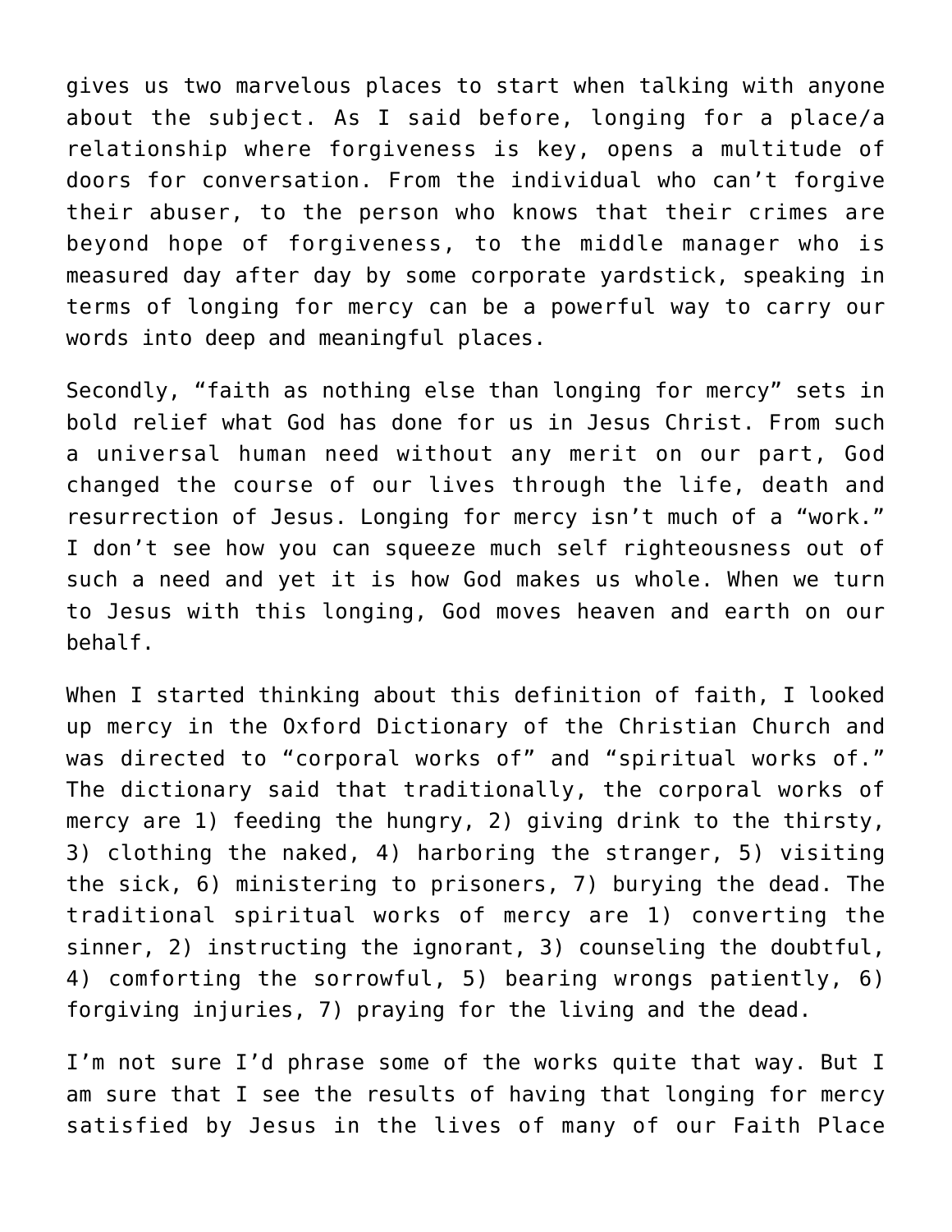gives us two marvelous places to start when talking with anyone about the subject. As I said before, longing for a place/a relationship where forgiveness is key, opens a multitude of doors for conversation. From the individual who can't forgive their abuser, to the person who knows that their crimes are beyond hope of forgiveness, to the middle manager who is measured day after day by some corporate yardstick, speaking in terms of longing for mercy can be a powerful way to carry our words into deep and meaningful places.

Secondly, "faith as nothing else than longing for mercy" sets in bold relief what God has done for us in Jesus Christ. From such a universal human need without any merit on our part, God changed the course of our lives through the life, death and resurrection of Jesus. Longing for mercy isn't much of a "work." I don't see how you can squeeze much self righteousness out of such a need and yet it is how God makes us whole. When we turn to Jesus with this longing, God moves heaven and earth on our behalf.

When I started thinking about this definition of faith, I looked up mercy in the Oxford Dictionary of the Christian Church and was directed to "corporal works of" and "spiritual works of." The dictionary said that traditionally, the corporal works of mercy are 1) feeding the hungry, 2) giving drink to the thirsty, 3) clothing the naked, 4) harboring the stranger, 5) visiting the sick, 6) ministering to prisoners, 7) burying the dead. The traditional spiritual works of mercy are 1) converting the sinner, 2) instructing the ignorant, 3) counseling the doubtful, 4) comforting the sorrowful, 5) bearing wrongs patiently, 6) forgiving injuries, 7) praying for the living and the dead.

I'm not sure I'd phrase some of the works quite that way. But I am sure that I see the results of having that longing for mercy satisfied by Jesus in the lives of many of our Faith Place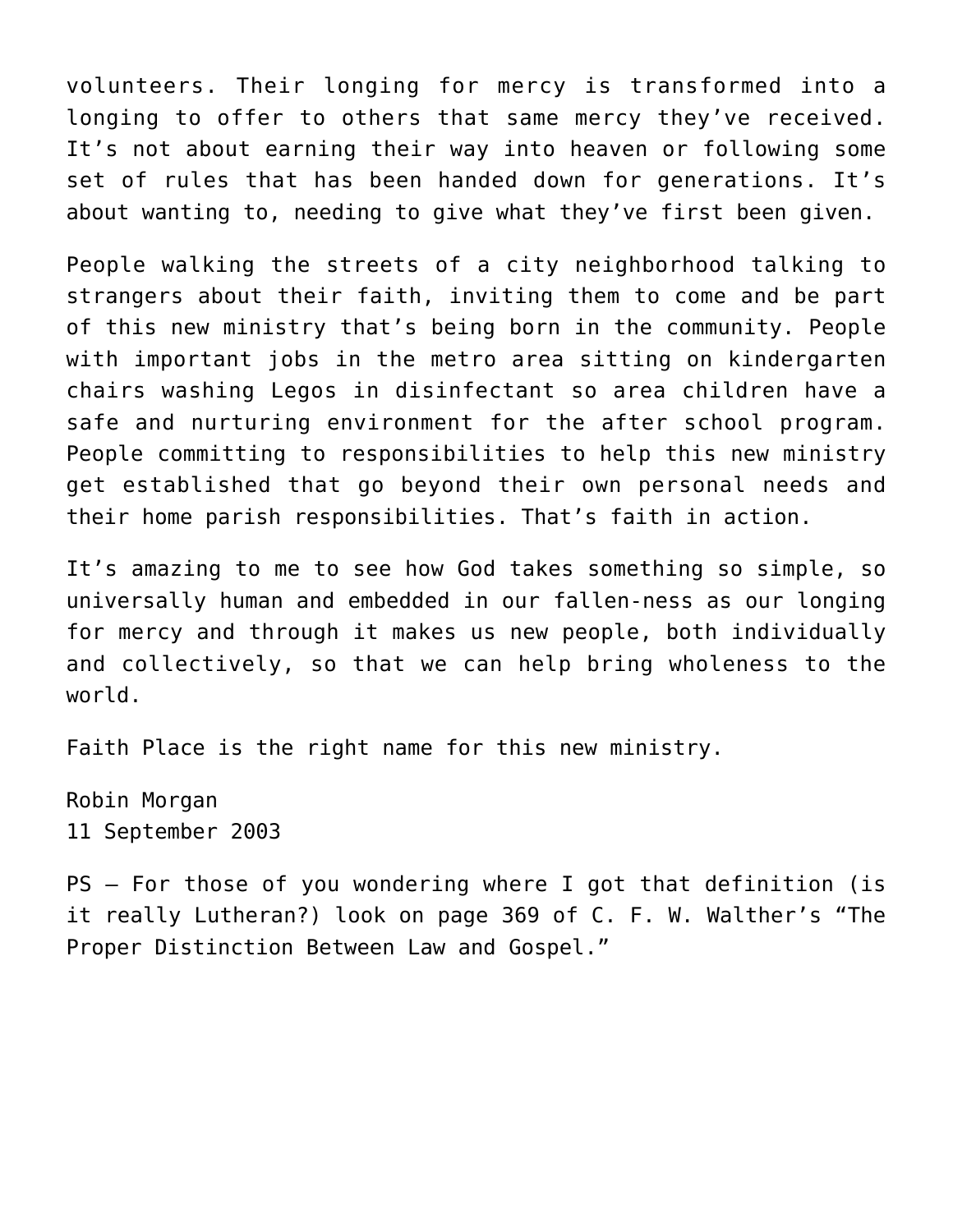volunteers. Their longing for mercy is transformed into a longing to offer to others that same mercy they've received. It's not about earning their way into heaven or following some set of rules that has been handed down for generations. It's about wanting to, needing to give what they've first been given.

People walking the streets of a city neighborhood talking to strangers about their faith, inviting them to come and be part of this new ministry that's being born in the community. People with important jobs in the metro area sitting on kindergarten chairs washing Legos in disinfectant so area children have a safe and nurturing environment for the after school program. People committing to responsibilities to help this new ministry get established that go beyond their own personal needs and their home parish responsibilities. That's faith in action.

It's amazing to me to see how God takes something so simple, so universally human and embedded in our fallen-ness as our longing for mercy and through it makes us new people, both individually and collectively, so that we can help bring wholeness to the world.

Faith Place is the right name for this new ministry.

Robin Morgan  
11 September 2003

PS – For those of you wondering where I got that definition (is it really Lutheran?) look on page 369 of C. F. W. Walther's "The Proper Distinction Between Law and Gospel."